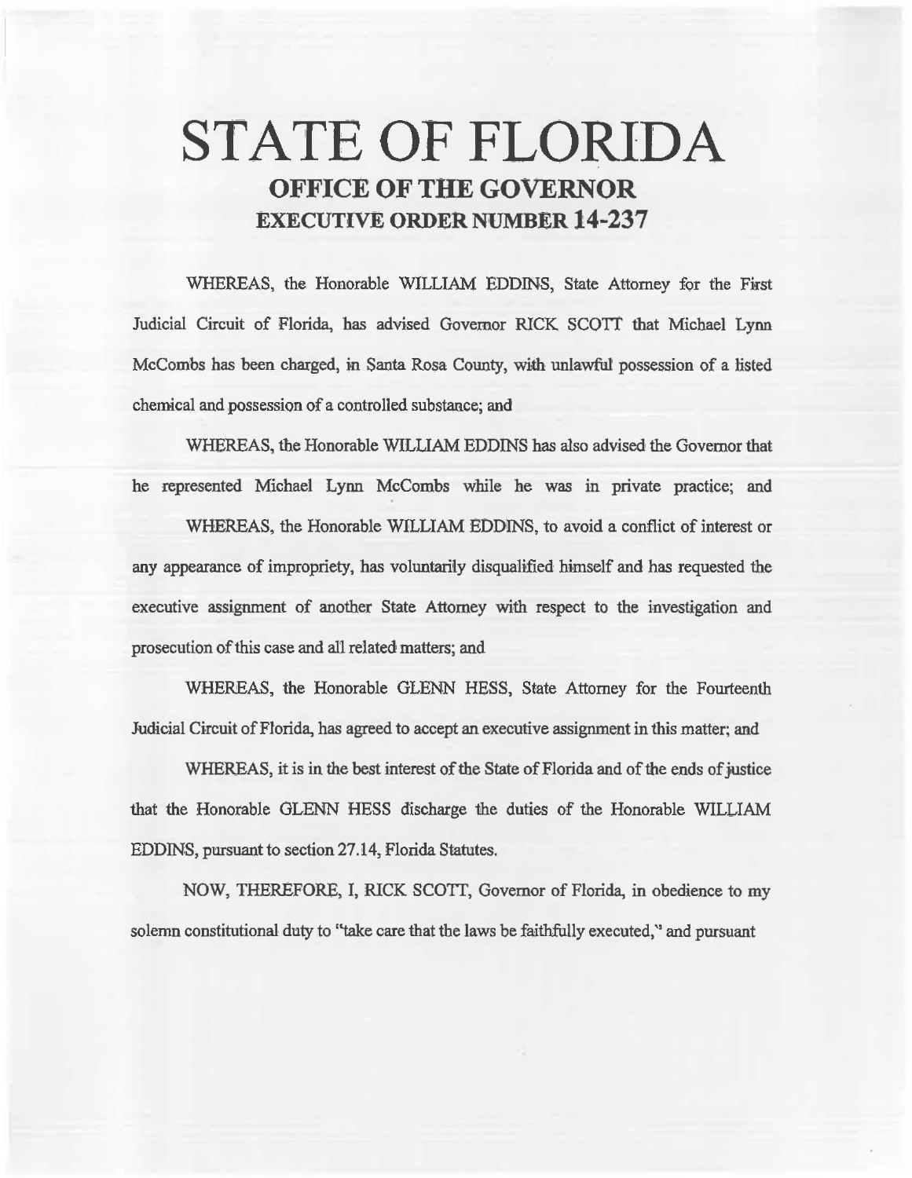# STATE OF FLORIDA
## OFFICE OF THE GOVERNOR
## EXECUTIVE ORDER NUMBER 14-237

WHEREAS, the Honorable WILLIAM EDDINS, State Attorney for the First Judicial Circuit of Florida, has advised Governor RICK SCOTT that Michael Lynn McCombs has been charged, in Santa Rosa County, with unlawful possession of a listed chemical and possession of a controlled substance; and

WHEREAS, the Honorable WILLIAM EDDINS has also advised the Governor that he represented Michael Lynn McCombs while he was in private practice; and

WHEREAS, the Honorable WILLIAM EDDINS, to avoid a conflict of interest or any appearance of impropriety, has voluntarily disqualified himself and has requested the executive assignment of another State Attorney with respect to the investigation and prosecution of this case and all related matters; and

WHEREAS, the Honorable GLENN HESS, State Attorney for the Fourteenth Judicial Circuit of Florida, has agreed to accept an executive assignment in this matter; and

WHEREAS, it is in the best interest of the State of Florida and of the ends of justice that the Honorable GLENN HESS discharge the duties of the Honorable WILLIAM EDDINS, pursuant to section 27.14, Florida Statutes.

NOW, THEREFORE, I, RICK SCOTT, Governor of Florida, in obedience to my solemn constitutional duty to "take care that the laws be faithfully executed," and pursuant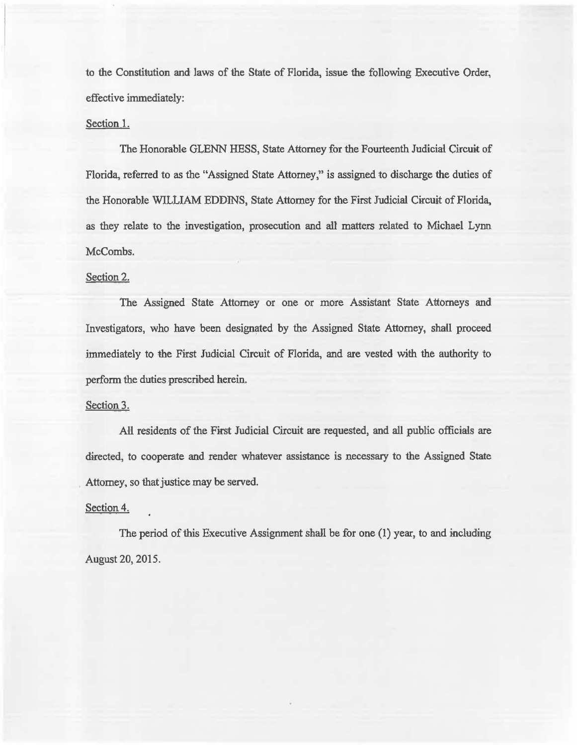to the Constitution and laws of the State of Florida, issue the following Executive Order, effective immediately:

Section 1.

The Honorable GLENN HESS, State Attorney for the Fourteenth Judicial Circuit of Florida, referred to as the "Assigned State Attorney," is assigned to discharge the duties of the Honorable WILLIAM EDDINS, State Attorney for the First Judicial Circuit of Florida, as they relate to the investigation, prosecution and all matters related to Michael Lynn McCombs.

Section 2.

The Assigned State Attorney or one or more Assistant State Attorneys and Investigators, who have been designated by the Assigned State Attorney, shall proceed immediately to the First Judicial Circuit of Florida, and are vested with the authority to perform the duties prescribed herein.

Section 3.

All residents of the First Judicial Circuit are requested, and all public officials are directed, to cooperate and render whatever assistance is necessary to the Assigned State Attorney, so that justice may be served.

Section 4.

The period of this Executive Assignment shall be for one (1) year, to and including August 20, 2015.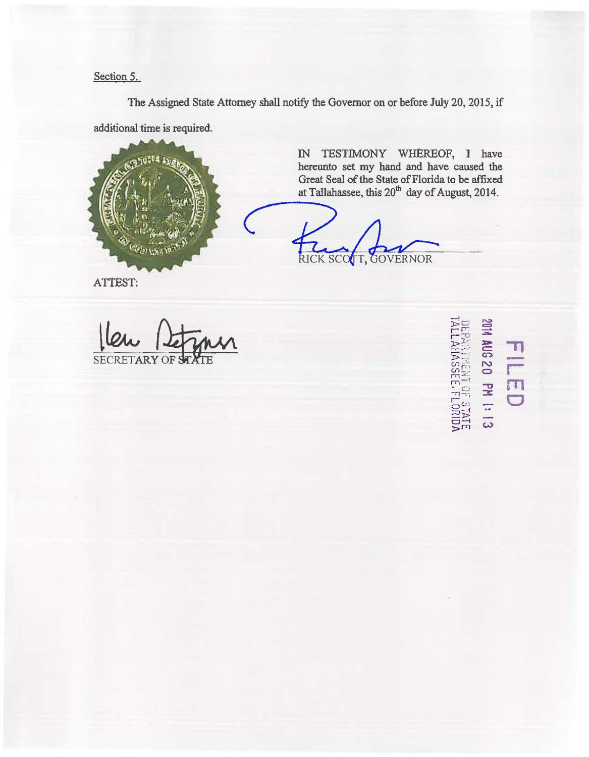Section 5.

The Assigned State Attorney shall notify the Governor on or before July 20, 2015, if additional time is required.

IN TESTIMONY WHEREOF, I have hereunto set my hand and have caused the Great Seal of the State of Florida to be affixed at Tallahassee, this 20th day of August, 2014.

RICK SCOTT, GOVERNOR

ATTEST:

SECRETARY OF STATE

FILED

2014 AUG 20 PM 1:13

DEPARTMENT OF STATE
TALLAHASSEE, FLORIDA